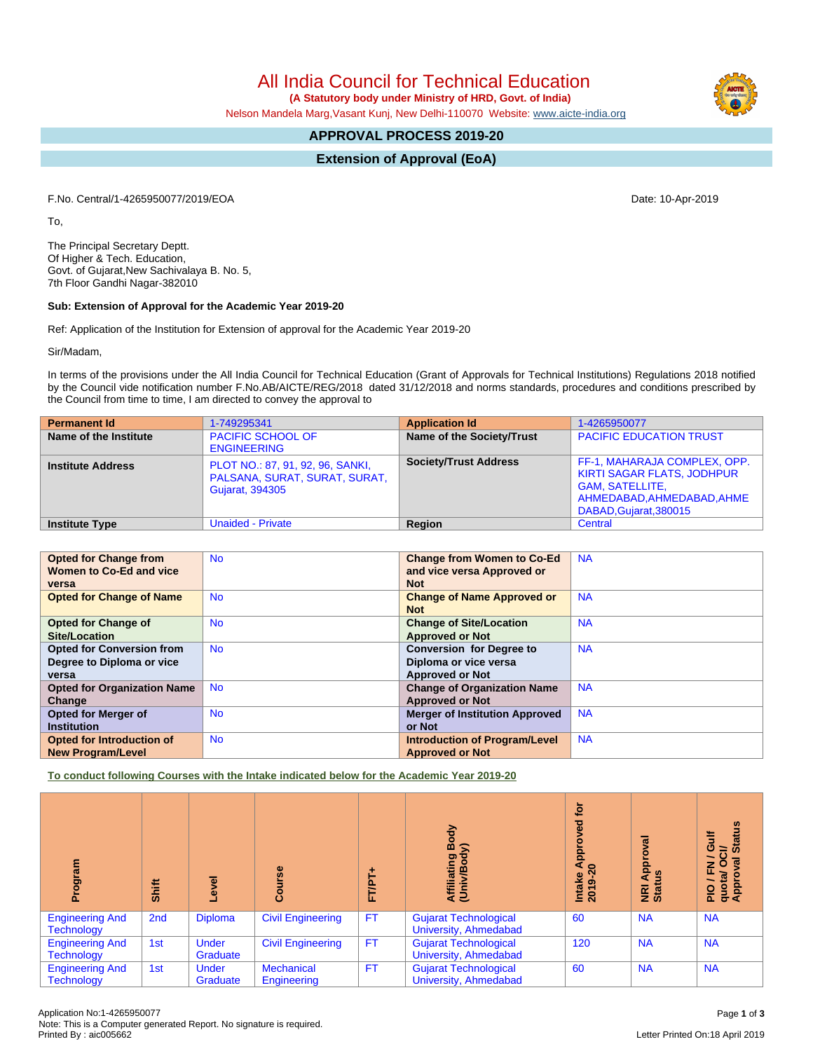# All India Council for Technical Education

**(A Statutory body under Ministry of HRD, Govt. of India)**

Nelson Mandela Marg,Vasant Kunj, New Delhi-110070 Website: www.aicte-india.org

## APPROVAL PROCESS 2019-20

## Extension of Approval (EoA)

F.No. Central/1-4265950077/2019/EOA

Date: 10-Apr-2019

To,

The Principal Secretary Deptt.
Of Higher & Tech. Education,
Govt. of Gujarat,New Sachivalaya B. No. 5,
7th Floor Gandhi Nagar-382010

**Sub: Extension of Approval for the Academic Year 2019-20**

Ref: Application of the Institution for Extension of approval for the Academic Year 2019-20

Sir/Madam,

In terms of the provisions under the All India Council for Technical Education (Grant of Approvals for Technical Institutions) Regulations 2018 notified by the Council vide notification number F.No.AB/AICTE/REG/2018 dated 31/12/2018 and norms standards, procedures and conditions prescribed by the Council from time to time, I am directed to convey the approval to

| **Permanent Id** | 1-749295341 | **Application Id** | 1-4265950077 |
|---|---|---|---|
| **Name of the Institute** | PACIFIC SCHOOL OF ENGINEERING | **Name of the Society/Trust** | PACIFIC EDUCATION TRUST |
| **Institute Address** | PLOT NO.: 87, 91, 92, 96, SANKI, PALSANA, SURAT, SURAT, SURAT, Gujarat, 394305 | **Society/Trust Address** | FF-1, MAHARAJA COMPLEX, OPP. KIRTI SAGAR FLATS, JODHPUR GAM, SATELLITE, AHMEDABAD,AHMEDABAD,AHMEDABAD,Gujarat,380015 |
| **Institute Type** | Unaided - Private | **Region** | Central |

| **Opted for Change from Women to Co-Ed and vice versa** | No | **Change from Women to Co-Ed and vice versa Approved or Not** | NA |
|---|---|---|---|
| **Opted for Change of Name** | No | **Change of Name Approved or Not** | NA |
| **Opted for Change of Site/Location** | No | **Change of Site/Location Approved or Not** | NA |
| **Opted for Conversion from Degree to Diploma or vice versa** | No | **Conversion for Degree to Diploma or vice versa Approved or Not** | NA |
| **Opted for Organization Name Change** | No | **Change of Organization Name Approved or Not** | NA |
| **Opted for Merger of Institution** | No | **Merger of Institution Approved or Not** | NA |
| **Opted for Introduction of New Program/Level** | No | **Introduction of Program/Level Approved or Not** | NA |

**To conduct following Courses with the Intake indicated below for the Academic Year 2019-20**

| Program | Shift | Level | Course | FT/PT+ | Affiliating Body (Univ/Body) | Intake Approved for 2019-20 | NRI Approval Status | PIO / FN / Gulf quota/ OCI/ Approval Status |
|---|---|---|---|---|---|---|---|---|
| Engineering And Technology | 2nd | Diploma | Civil Engineering | FT | Gujarat Technological University, Ahmedabad | 60 | NA | NA |
| Engineering And Technology | 1st | Under Graduate | Civil Engineering | FT | Gujarat Technological University, Ahmedabad | 120 | NA | NA |
| Engineering And Technology | 1st | Under Graduate | Mechanical Engineering | FT | Gujarat Technological University, Ahmedabad | 60 | NA | NA |

Application No:1-4265950077
Note: This is a Computer generated Report. No signature is required.
Printed By : aic005662

Letter Printed On:18 April 2019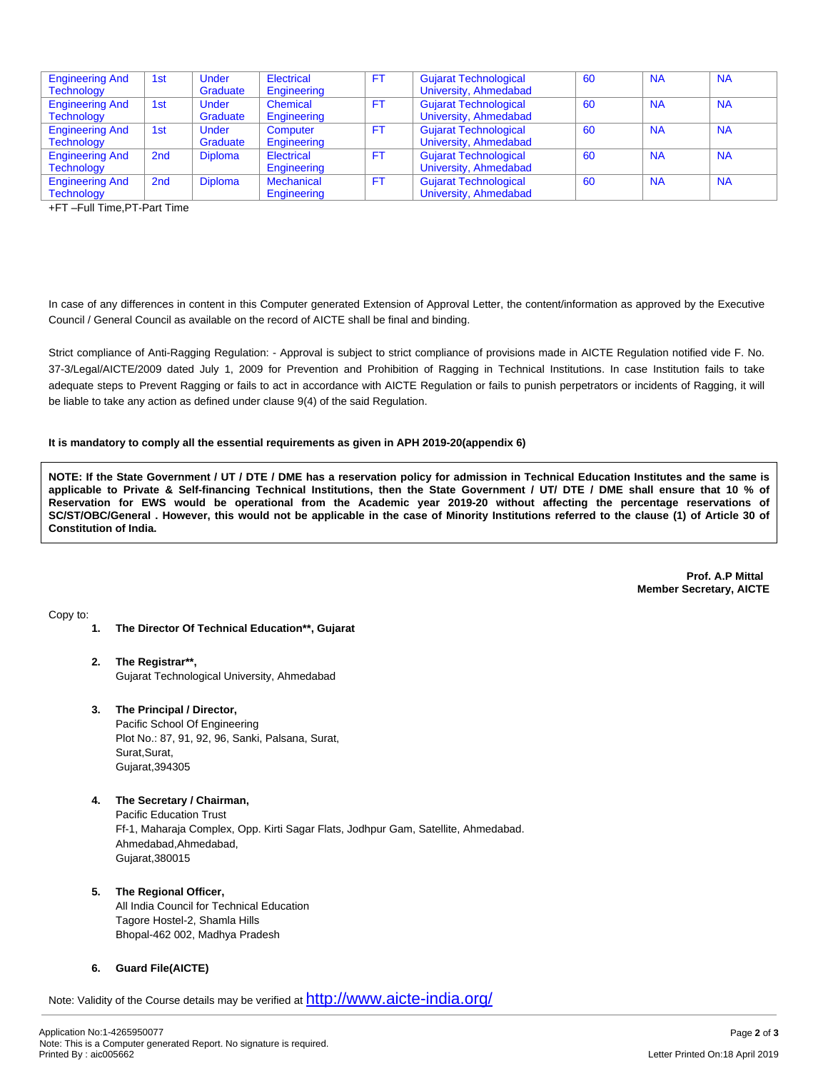| | | | | | | | | |
|---|---|---|---|---|---|---|---|---|
| Engineering And Technology | 1st | Under Graduate | Electrical Engineering | FT | Gujarat Technological University, Ahmedabad | 60 | NA | NA |
| Engineering And Technology | 1st | Under Graduate | Chemical Engineering | FT | Gujarat Technological University, Ahmedabad | 60 | NA | NA |
| Engineering And Technology | 1st | Under Graduate | Computer Engineering | FT | Gujarat Technological University, Ahmedabad | 60 | NA | NA |
| Engineering And Technology | 2nd | Diploma | Electrical Engineering | FT | Gujarat Technological University, Ahmedabad | 60 | NA | NA |
| Engineering And Technology | 2nd | Diploma | Mechanical Engineering | FT | Gujarat Technological University, Ahmedabad | 60 | NA | NA |

+FT –Full Time,PT-Part Time

In case of any differences in content in this Computer generated Extension of Approval Letter, the content/information as approved by the Executive Council / General Council as available on the record of AICTE shall be final and binding.

Strict compliance of Anti-Ragging Regulation: - Approval is subject to strict compliance of provisions made in AICTE Regulation notified vide F. No. 37-3/Legal/AICTE/2009 dated July 1, 2009 for Prevention and Prohibition of Ragging in Technical Institutions. In case Institution fails to take adequate steps to Prevent Ragging or fails to act in accordance with AICTE Regulation or fails to punish perpetrators or incidents of Ragging, it will be liable to take any action as defined under clause 9(4) of the said Regulation.

**It is mandatory to comply all the essential requirements as given in APH 2019-20(appendix 6)**

**NOTE: If the State Government / UT / DTE / DME has a reservation policy for admission in Technical Education Institutes and the same is applicable to Private & Self-financing Technical Institutions, then the State Government / UT/ DTE / DME shall ensure that 10 % of Reservation for EWS would be operational from the Academic year 2019-20 without affecting the percentage reservations of SC/ST/OBC/General . However, this would not be applicable in the case of Minority Institutions referred to the clause (1) of Article 30 of Constitution of India.**

**Prof. A.P Mittal**
**Member Secretary, AICTE**

Copy to:

1. **The Director Of Technical Education**, Gujarat**

2. **The Registrar**,**
   Gujarat Technological University, Ahmedabad

3. **The Principal / Director,**
   Pacific School Of Engineering
   Plot No.: 87, 91, 92, 96, Sanki, Palsana, Surat,
   Surat,Surat,
   Gujarat,394305

4. **The Secretary / Chairman,**
   Pacific Education Trust
   Ff-1, Maharaja Complex, Opp. Kirti Sagar Flats, Jodhpur Gam, Satellite, Ahmedabad.
   Ahmedabad,Ahmedabad,
   Gujarat,380015

5. **The Regional Officer,**
   All India Council for Technical Education
   Tagore Hostel-2, Shamla Hills
   Bhopal-462 002, Madhya Pradesh

6. **Guard File(AICTE)**

Note: Validity of the Course details may be verified at http://www.aicte-india.org/

Application No:1-4265950077
Note: This is a Computer generated Report. No signature is required.
Printed By : aic005662

Letter Printed On:18 April 2019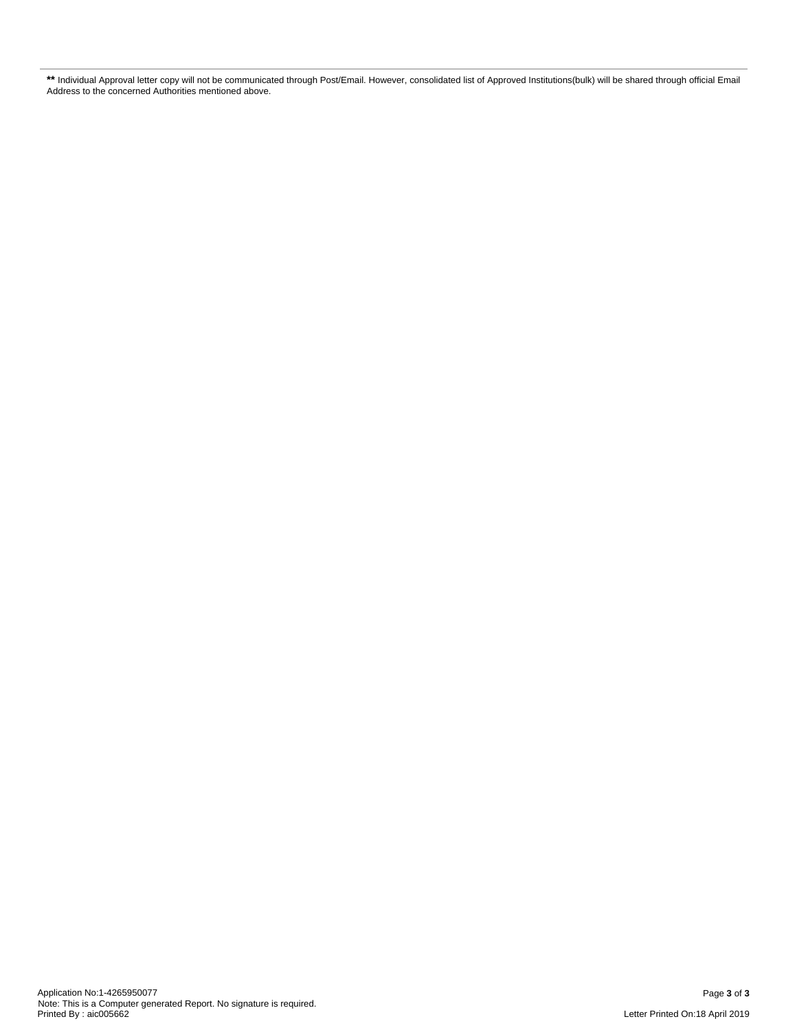** Individual Approval letter copy will not be communicated through Post/Email. However, consolidated list of Approved Institutions(bulk) will be shared through official Email Address to the concerned Authorities mentioned above.

Application No:1-4265950077
Note: This is a Computer generated Report. No signature is required.
Printed By : aic005662

Letter Printed On:18 April 2019